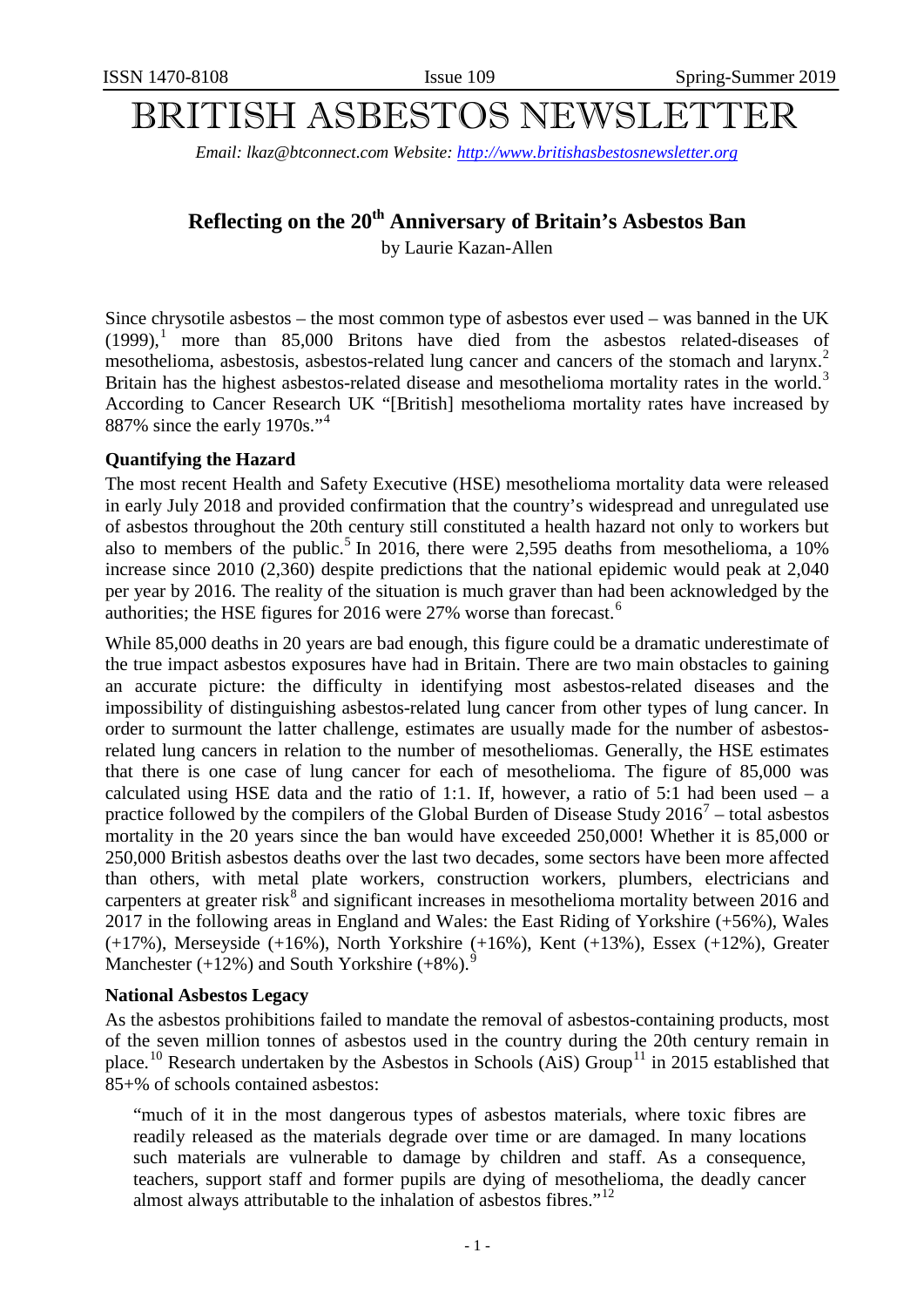# BRITISH ASBESTOS NEWSLETTER

*Email: lkaz@btconnect.com Website: [http://www.britishasbestosnewsletter.org](http://www.britishasbestosnewsletter.org)*

## Reflecting on the 20th Anniversary of Britain's Asbestos Ban

by Laurie Kazan-Allen

Since chrysotile asbestos – the most common type of asbestos ever used – was banned in the UK (1999),[1] more than 85,000 Britons have died from the asbestos related-diseases of mesothelioma, asbestosis, asbestos-related lung cancer and cancers of the stomach and larynx.[2] Britain has the highest asbestos-related disease and mesothelioma mortality rates in the world.[3] According to Cancer Research UK "[British] mesothelioma mortality rates have increased by 887% since the early 1970s."[4]

### Quantifying the Hazard

The most recent Health and Safety Executive (HSE) mesothelioma mortality data were released in early July 2018 and provided confirmation that the country's widespread and unregulated use of asbestos throughout the 20th century still constituted a health hazard not only to workers but also to members of the public.[5] In 2016, there were 2,595 deaths from mesothelioma, a 10% increase since 2010 (2,360) despite predictions that the national epidemic would peak at 2,040 per year by 2016. The reality of the situation is much graver than had been acknowledged by the authorities; the HSE figures for 2016 were 27% worse than forecast.[6]

While 85,000 deaths in 20 years are bad enough, this figure could be a dramatic underestimate of the true impact asbestos exposures have had in Britain. There are two main obstacles to gaining an accurate picture: the difficulty in identifying most asbestos-related diseases and the impossibility of distinguishing asbestos-related lung cancer from other types of lung cancer. In order to surmount the latter challenge, estimates are usually made for the number of asbestos-related lung cancers in relation to the number of mesotheliomas. Generally, the HSE estimates that there is one case of lung cancer for each of mesothelioma. The figure of 85,000 was calculated using HSE data and the ratio of 1:1. If, however, a ratio of 5:1 had been used – a practice followed by the compilers of the Global Burden of Disease Study 2016[7] – total asbestos mortality in the 20 years since the ban would have exceeded 250,000! Whether it is 85,000 or 250,000 British asbestos deaths over the last two decades, some sectors have been more affected than others, with metal plate workers, construction workers, plumbers, electricians and carpenters at greater risk[8] and significant increases in mesothelioma mortality between 2016 and 2017 in the following areas in England and Wales: the East Riding of Yorkshire (+56%), Wales (+17%), Merseyside (+16%), North Yorkshire (+16%), Kent (+13%), Essex (+12%), Greater Manchester (+12%) and South Yorkshire (+8%).[9]

### National Asbestos Legacy

As the asbestos prohibitions failed to mandate the removal of asbestos-containing products, most of the seven million tonnes of asbestos used in the country during the 20th century remain in place.[10] Research undertaken by the Asbestos in Schools (AiS) Group[11] in 2015 established that 85+% of schools contained asbestos:

> "much of it in the most dangerous types of asbestos materials, where toxic fibres are readily released as the materials degrade over time or are damaged. In many locations such materials are vulnerable to damage by children and staff. As a consequence, teachers, support staff and former pupils are dying of mesothelioma, the deadly cancer almost always attributable to the inhalation of asbestos fibres."[12]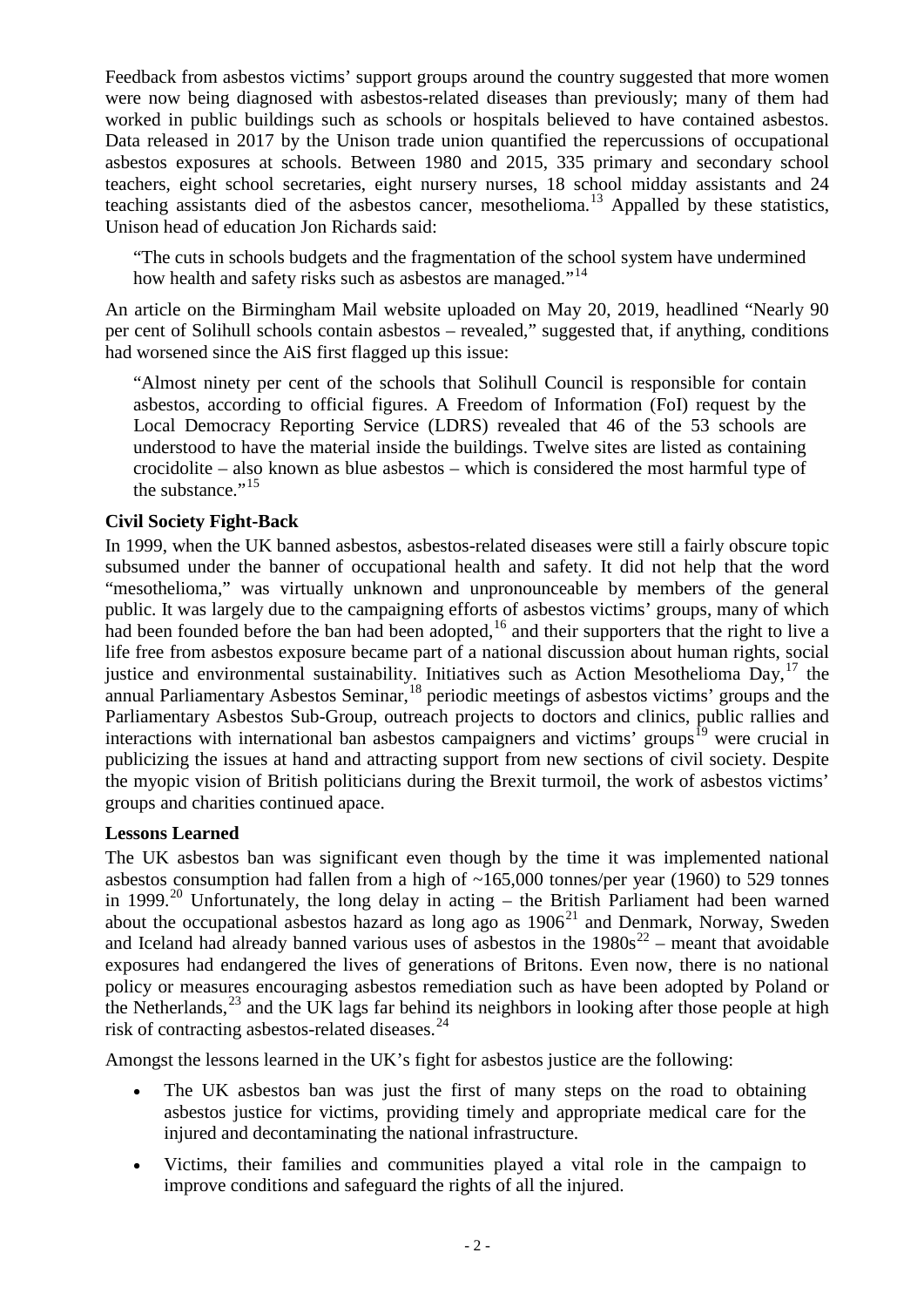Feedback from asbestos victims' support groups around the country suggested that more women were now being diagnosed with asbestos-related diseases than previously; many of them had worked in public buildings such as schools or hospitals believed to have contained asbestos. Data released in 2017 by the Unison trade union quantified the repercussions of occupational asbestos exposures at schools. Between 1980 and 2015, 335 primary and secondary school teachers, eight school secretaries, eight nursery nurses, 18 school midday assistants and 24 teaching assistants died of the asbestos cancer, mesothelioma.[13] Appalled by these statistics, Unison head of education Jon Richards said:

> "The cuts in schools budgets and the fragmentation of the school system have undermined how health and safety risks such as asbestos are managed."[14]

An article on the Birmingham Mail website uploaded on May 20, 2019, headlined "Nearly 90 per cent of Solihull schools contain asbestos – revealed," suggested that, if anything, conditions had worsened since the AiS first flagged up this issue:

> "Almost ninety per cent of the schools that Solihull Council is responsible for contain asbestos, according to official figures. A Freedom of Information (FoI) request by the Local Democracy Reporting Service (LDRS) revealed that 46 of the 53 schools are understood to have the material inside the buildings. Twelve sites are listed as containing crocidolite – also known as blue asbestos – which is considered the most harmful type of the substance."[15]

**Civil Society Fight-Back**

In 1999, when the UK banned asbestos, asbestos-related diseases were still a fairly obscure topic subsumed under the banner of occupational health and safety. It did not help that the word "mesothelioma," was virtually unknown and unpronounceable by members of the general public. It was largely due to the campaigning efforts of asbestos victims' groups, many of which had been founded before the ban had been adopted,[16] and their supporters that the right to live a life free from asbestos exposure became part of a national discussion about human rights, social justice and environmental sustainability. Initiatives such as Action Mesothelioma Day,[17] the annual Parliamentary Asbestos Seminar,[18] periodic meetings of asbestos victims' groups and the Parliamentary Asbestos Sub-Group, outreach projects to doctors and clinics, public rallies and interactions with international ban asbestos campaigners and victims' groups[19] were crucial in publicizing the issues at hand and attracting support from new sections of civil society. Despite the myopic vision of British politicians during the Brexit turmoil, the work of asbestos victims' groups and charities continued apace.

**Lessons Learned**

The UK asbestos ban was significant even though by the time it was implemented national asbestos consumption had fallen from a high of ~165,000 tonnes/per year (1960) to 529 tonnes in 1999.[20] Unfortunately, the long delay in acting – the British Parliament had been warned about the occupational asbestos hazard as long ago as 1906[21] and Denmark, Norway, Sweden and Iceland had already banned various uses of asbestos in the 1980s[22] – meant that avoidable exposures had endangered the lives of generations of Britons. Even now, there is no national policy or measures encouraging asbestos remediation such as have been adopted by Poland or the Netherlands,[23] and the UK lags far behind its neighbors in looking after those people at high risk of contracting asbestos-related diseases.[24]

Amongst the lessons learned in the UK's fight for asbestos justice are the following:

- The UK asbestos ban was just the first of many steps on the road to obtaining asbestos justice for victims, providing timely and appropriate medical care for the injured and decontaminating the national infrastructure.
- Victims, their families and communities played a vital role in the campaign to improve conditions and safeguard the rights of all the injured.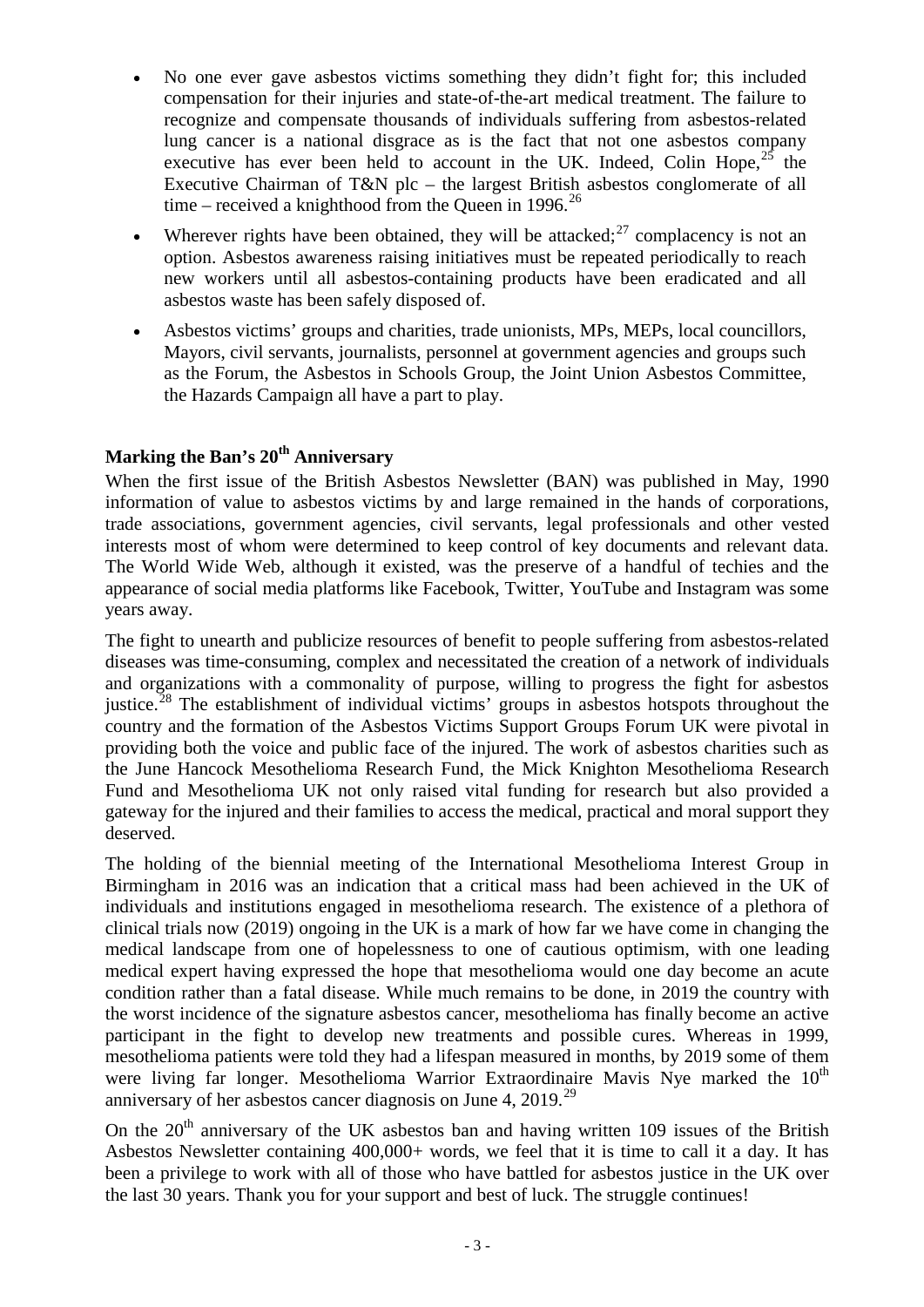- No one ever gave asbestos victims something they didn't fight for; this included compensation for their injuries and state-of-the-art medical treatment. The failure to recognize and compensate thousands of individuals suffering from asbestos-related lung cancer is a national disgrace as is the fact that not one asbestos company executive has ever been held to account in the UK. Indeed, Colin Hope,[25] the Executive Chairman of T&N plc – the largest British asbestos conglomerate of all time – received a knighthood from the Queen in 1996.[26]
- Wherever rights have been obtained, they will be attacked;[27] complacency is not an option. Asbestos awareness raising initiatives must be repeated periodically to reach new workers until all asbestos-containing products have been eradicated and all asbestos waste has been safely disposed of.
- Asbestos victims' groups and charities, trade unionists, MPs, MEPs, local councillors, Mayors, civil servants, journalists, personnel at government agencies and groups such as the Forum, the Asbestos in Schools Group, the Joint Union Asbestos Committee, the Hazards Campaign all have a part to play.

## Marking the Ban's 20th Anniversary

When the first issue of the British Asbestos Newsletter (BAN) was published in May, 1990 information of value to asbestos victims by and large remained in the hands of corporations, trade associations, government agencies, civil servants, legal professionals and other vested interests most of whom were determined to keep control of key documents and relevant data. The World Wide Web, although it existed, was the preserve of a handful of techies and the appearance of social media platforms like Facebook, Twitter, YouTube and Instagram was some years away.

The fight to unearth and publicize resources of benefit to people suffering from asbestos-related diseases was time-consuming, complex and necessitated the creation of a network of individuals and organizations with a commonality of purpose, willing to progress the fight for asbestos justice.[28] The establishment of individual victims' groups in asbestos hotspots throughout the country and the formation of the Asbestos Victims Support Groups Forum UK were pivotal in providing both the voice and public face of the injured. The work of asbestos charities such as the June Hancock Mesothelioma Research Fund, the Mick Knighton Mesothelioma Research Fund and Mesothelioma UK not only raised vital funding for research but also provided a gateway for the injured and their families to access the medical, practical and moral support they deserved.

The holding of the biennial meeting of the International Mesothelioma Interest Group in Birmingham in 2016 was an indication that a critical mass had been achieved in the UK of individuals and institutions engaged in mesothelioma research. The existence of a plethora of clinical trials now (2019) ongoing in the UK is a mark of how far we have come in changing the medical landscape from one of hopelessness to one of cautious optimism, with one leading medical expert having expressed the hope that mesothelioma would one day become an acute condition rather than a fatal disease. While much remains to be done, in 2019 the country with the worst incidence of the signature asbestos cancer, mesothelioma has finally become an active participant in the fight to develop new treatments and possible cures. Whereas in 1999, mesothelioma patients were told they had a lifespan measured in months, by 2019 some of them were living far longer. Mesothelioma Warrior Extraordinaire Mavis Nye marked the 10th anniversary of her asbestos cancer diagnosis on June 4, 2019.[29]

On the 20th anniversary of the UK asbestos ban and having written 109 issues of the British Asbestos Newsletter containing 400,000+ words, we feel that it is time to call it a day. It has been a privilege to work with all of those who have battled for asbestos justice in the UK over the last 30 years. Thank you for your support and best of luck. The struggle continues!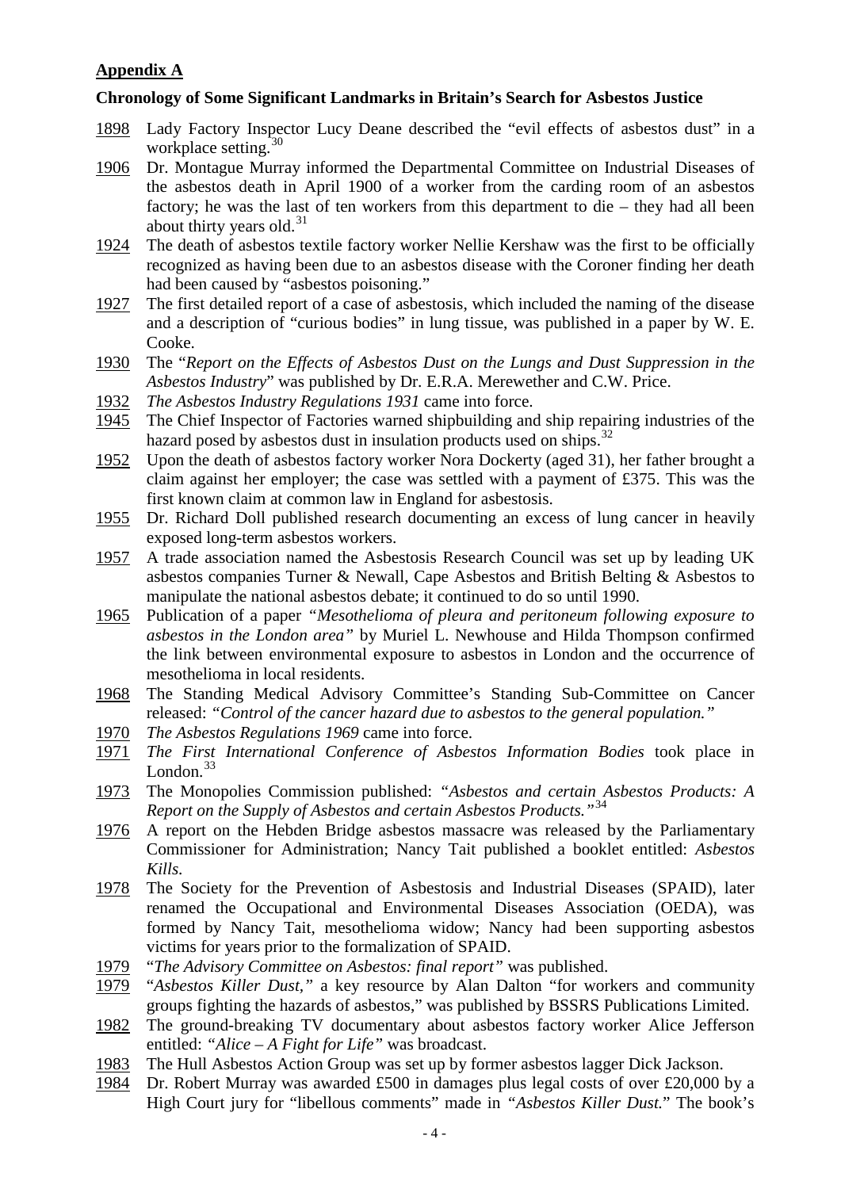**Appendix A**

**Chronology of Some Significant Landmarks in Britain's Search for Asbestos Justice**

- 1898 Lady Factory Inspector Lucy Deane described the "evil effects of asbestos dust" in a workplace setting.[30]
- 1906 Dr. Montague Murray informed the Departmental Committee on Industrial Diseases of the asbestos death in April 1900 of a worker from the carding room of an asbestos factory; he was the last of ten workers from this department to die – they had all been about thirty years old.[31]
- 1924 The death of asbestos textile factory worker Nellie Kershaw was the first to be officially recognized as having been due to an asbestos disease with the Coroner finding her death had been caused by "asbestos poisoning."
- 1927 The first detailed report of a case of asbestosis, which included the naming of the disease and a description of "curious bodies" in lung tissue, was published in a paper by W. E. Cooke.
- 1930 The "*Report on the Effects of Asbestos Dust on the Lungs and Dust Suppression in the Asbestos Industry*" was published by Dr. E.R.A. Merewether and C.W. Price.
- 1932 *The Asbestos Industry Regulations 1931* came into force.
- 1945 The Chief Inspector of Factories warned shipbuilding and ship repairing industries of the hazard posed by asbestos dust in insulation products used on ships.[32]
- 1952 Upon the death of asbestos factory worker Nora Dockerty (aged 31), her father brought a claim against her employer; the case was settled with a payment of £375. This was the first known claim at common law in England for asbestosis.
- 1955 Dr. Richard Doll published research documenting an excess of lung cancer in heavily exposed long-term asbestos workers.
- 1957 A trade association named the Asbestosis Research Council was set up by leading UK asbestos companies Turner & Newall, Cape Asbestos and British Belting & Asbestos to manipulate the national asbestos debate; it continued to do so until 1990.
- 1965 Publication of a paper *"Mesothelioma of pleura and peritoneum following exposure to asbestos in the London area"* by Muriel L. Newhouse and Hilda Thompson confirmed the link between environmental exposure to asbestos in London and the occurrence of mesothelioma in local residents.
- 1968 The Standing Medical Advisory Committee's Standing Sub-Committee on Cancer released: *"Control of the cancer hazard due to asbestos to the general population."*
- 1970 *The Asbestos Regulations 1969* came into force.
- 1971 *The First International Conference of Asbestos Information Bodies* took place in London.[33]
- 1973 The Monopolies Commission published: *"Asbestos and certain Asbestos Products: A Report on the Supply of Asbestos and certain Asbestos Products."*[34]
- 1976 A report on the Hebden Bridge asbestos massacre was released by the Parliamentary Commissioner for Administration; Nancy Tait published a booklet entitled: *Asbestos Kills.*
- 1978 The Society for the Prevention of Asbestosis and Industrial Diseases (SPAID), later renamed the Occupational and Environmental Diseases Association (OEDA), was formed by Nancy Tait, mesothelioma widow; Nancy had been supporting asbestos victims for years prior to the formalization of SPAID.
- 1979 "*The Advisory Committee on Asbestos: final report"* was published.
- 1979 "*Asbestos Killer Dust,"* a key resource by Alan Dalton "for workers and community groups fighting the hazards of asbestos," was published by BSSRS Publications Limited.
- 1982 The ground-breaking TV documentary about asbestos factory worker Alice Jefferson entitled: *"Alice – A Fight for Life"* was broadcast.
- 1983 The Hull Asbestos Action Group was set up by former asbestos lagger Dick Jackson.
- 1984 Dr. Robert Murray was awarded £500 in damages plus legal costs of over £20,000 by a High Court jury for "libellous comments" made in *"Asbestos Killer Dust."* The book's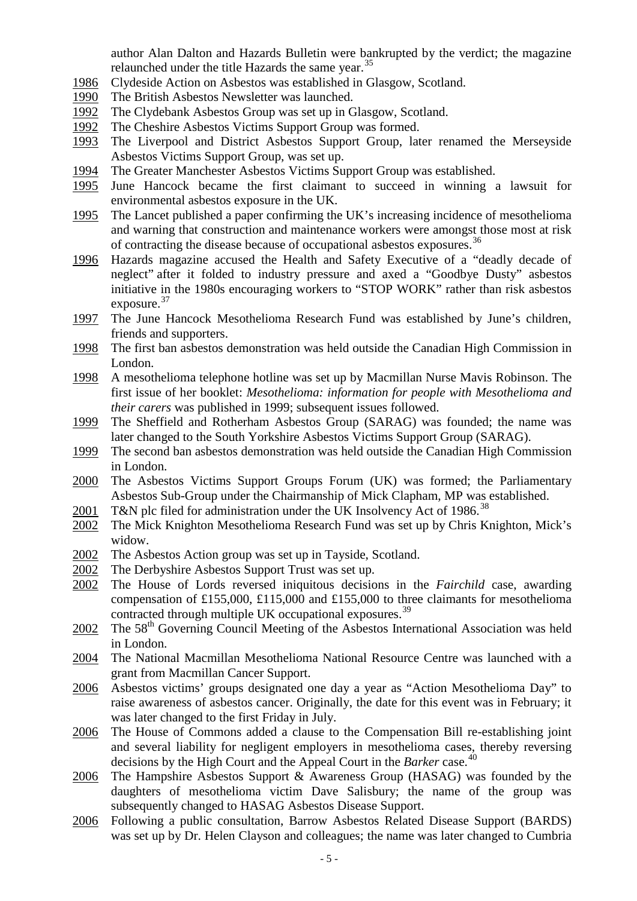author Alan Dalton and Hazards Bulletin were bankrupted by the verdict; the magazine relaunched under the title Hazards the same year.[35]

1986 Clydeside Action on Asbestos was established in Glasgow, Scotland.

1990 The British Asbestos Newsletter was launched.

1992 The Clydebank Asbestos Group was set up in Glasgow, Scotland.

1992 The Cheshire Asbestos Victims Support Group was formed.

1993 The Liverpool and District Asbestos Support Group, later renamed the Merseyside Asbestos Victims Support Group, was set up.

1994 The Greater Manchester Asbestos Victims Support Group was established.

1995 June Hancock became the first claimant to succeed in winning a lawsuit for environmental asbestos exposure in the UK.

1995 The Lancet published a paper confirming the UK's increasing incidence of mesothelioma and warning that construction and maintenance workers were amongst those most at risk of contracting the disease because of occupational asbestos exposures.[36]

1996 Hazards magazine accused the Health and Safety Executive of a "deadly decade of neglect" after it folded to industry pressure and axed a "Goodbye Dusty" asbestos initiative in the 1980s encouraging workers to "STOP WORK" rather than risk asbestos exposure.[37]

1997 The June Hancock Mesothelioma Research Fund was established by June's children, friends and supporters.

1998 The first ban asbestos demonstration was held outside the Canadian High Commission in London.

1998 A mesothelioma telephone hotline was set up by Macmillan Nurse Mavis Robinson. The first issue of her booklet: *Mesothelioma: information for people with Mesothelioma and their carers* was published in 1999; subsequent issues followed.

1999 The Sheffield and Rotherham Asbestos Group (SARAG) was founded; the name was later changed to the South Yorkshire Asbestos Victims Support Group (SARAG).

1999 The second ban asbestos demonstration was held outside the Canadian High Commission in London.

2000 The Asbestos Victims Support Groups Forum (UK) was formed; the Parliamentary Asbestos Sub-Group under the Chairmanship of Mick Clapham, MP was established.

2001 T&N plc filed for administration under the UK Insolvency Act of 1986.[38]

2002 The Mick Knighton Mesothelioma Research Fund was set up by Chris Knighton, Mick's widow.

2002 The Asbestos Action group was set up in Tayside, Scotland.

2002 The Derbyshire Asbestos Support Trust was set up.

2002 The House of Lords reversed iniquitous decisions in the *Fairchild* case, awarding compensation of £155,000, £115,000 and £155,000 to three claimants for mesothelioma contracted through multiple UK occupational exposures.[39]

2002 The 58th Governing Council Meeting of the Asbestos International Association was held in London.

2004 The National Macmillan Mesothelioma National Resource Centre was launched with a grant from Macmillan Cancer Support.

2006 Asbestos victims' groups designated one day a year as "Action Mesothelioma Day" to raise awareness of asbestos cancer. Originally, the date for this event was in February; it was later changed to the first Friday in July.

2006 The House of Commons added a clause to the Compensation Bill re-establishing joint and several liability for negligent employers in mesothelioma cases, thereby reversing decisions by the High Court and the Appeal Court in the *Barker* case.[40]

2006 The Hampshire Asbestos Support & Awareness Group (HASAG) was founded by the daughters of mesothelioma victim Dave Salisbury; the name of the group was subsequently changed to HASAG Asbestos Disease Support.

2006 Following a public consultation, Barrow Asbestos Related Disease Support (BARDS) was set up by Dr. Helen Clayson and colleagues; the name was later changed to Cumbria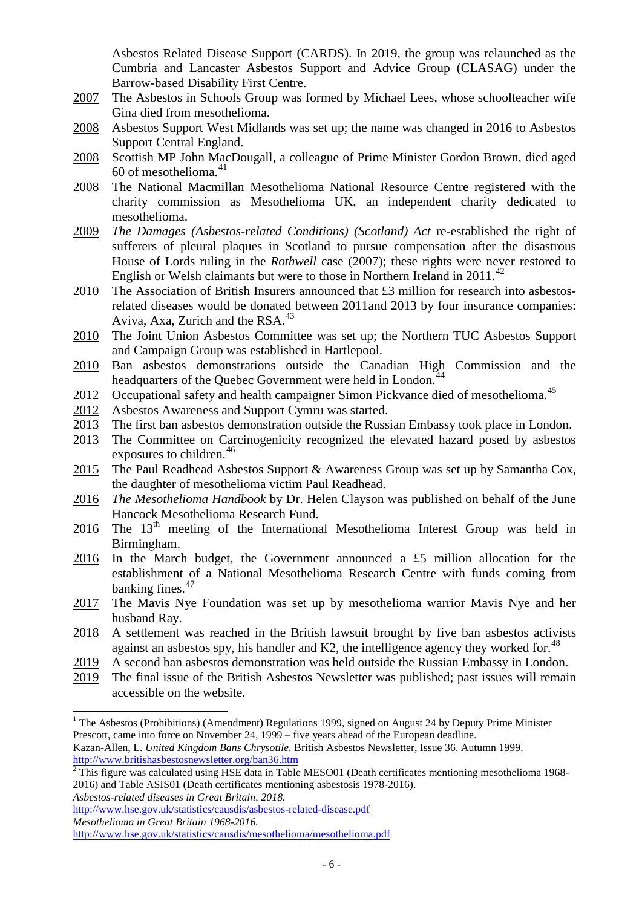Asbestos Related Disease Support (CARDS). In 2019, the group was relaunched as the Cumbria and Lancaster Asbestos Support and Advice Group (CLASAG) under the Barrow-based Disability First Centre.

2007 The Asbestos in Schools Group was formed by Michael Lees, whose schoolteacher wife Gina died from mesothelioma.

2008 Asbestos Support West Midlands was set up; the name was changed in 2016 to Asbestos Support Central England.

2008 Scottish MP John MacDougall, a colleague of Prime Minister Gordon Brown, died aged 60 of mesothelioma.[41]

2008 The National Macmillan Mesothelioma National Resource Centre registered with the charity commission as Mesothelioma UK, an independent charity dedicated to mesothelioma.

2009 *The Damages (Asbestos-related Conditions) (Scotland) Act* re-established the right of sufferers of pleural plaques in Scotland to pursue compensation after the disastrous House of Lords ruling in the *Rothwell* case (2007); these rights were never restored to English or Welsh claimants but were to those in Northern Ireland in 2011.[42]

2010 The Association of British Insurers announced that £3 million for research into asbestos-related diseases would be donated between 2011and 2013 by four insurance companies: Aviva, Axa, Zurich and the RSA.[43]

2010 The Joint Union Asbestos Committee was set up; the Northern TUC Asbestos Support and Campaign Group was established in Hartlepool.

2010 Ban asbestos demonstrations outside the Canadian High Commission and the headquarters of the Quebec Government were held in London.[44]

2012 Occupational safety and health campaigner Simon Pickvance died of mesothelioma.[45]

2012 Asbestos Awareness and Support Cymru was started.

2013 The first ban asbestos demonstration outside the Russian Embassy took place in London.

2013 The Committee on Carcinogenicity recognized the elevated hazard posed by asbestos exposures to children.[46]

2015 The Paul Readhead Asbestos Support & Awareness Group was set up by Samantha Cox, the daughter of mesothelioma victim Paul Readhead.

2016 *The Mesothelioma Handbook* by Dr. Helen Clayson was published on behalf of the June Hancock Mesothelioma Research Fund.

2016 The 13th meeting of the International Mesothelioma Interest Group was held in Birmingham.

2016 In the March budget, the Government announced a £5 million allocation for the establishment of a National Mesothelioma Research Centre with funds coming from banking fines.[47]

2017 The Mavis Nye Foundation was set up by mesothelioma warrior Mavis Nye and her husband Ray.

2018 A settlement was reached in the British lawsuit brought by five ban asbestos activists against an asbestos spy, his handler and K2, the intelligence agency they worked for.[48]

2019 A second ban asbestos demonstration was held outside the Russian Embassy in London.

2019 The final issue of the British Asbestos Newsletter was published; past issues will remain accessible on the website.

---

[1] The Asbestos (Prohibitions) (Amendment) Regulations 1999, signed on August 24 by Deputy Prime Minister Prescott, came into force on November 24, 1999 – five years ahead of the European deadline.
Kazan-Allen, L. *United Kingdom Bans Chrysotile.* British Asbestos Newsletter, Issue 36. Autumn 1999.
http://www.britishasbestosnewsletter.org/ban36.htm

[2] This figure was calculated using HSE data in Table MESO01 (Death certificates mentioning mesothelioma 1968-2016) and Table ASIS01 (Death certificates mentioning asbestosis 1978-2016).
*Asbestos-related diseases in Great Britain, 2018.*
http://www.hse.gov.uk/statistics/causdis/asbestos-related-disease.pdf
*Mesothelioma in Great Britain 1968-2016.*
http://www.hse.gov.uk/statistics/causdis/mesothelioma/mesothelioma.pdf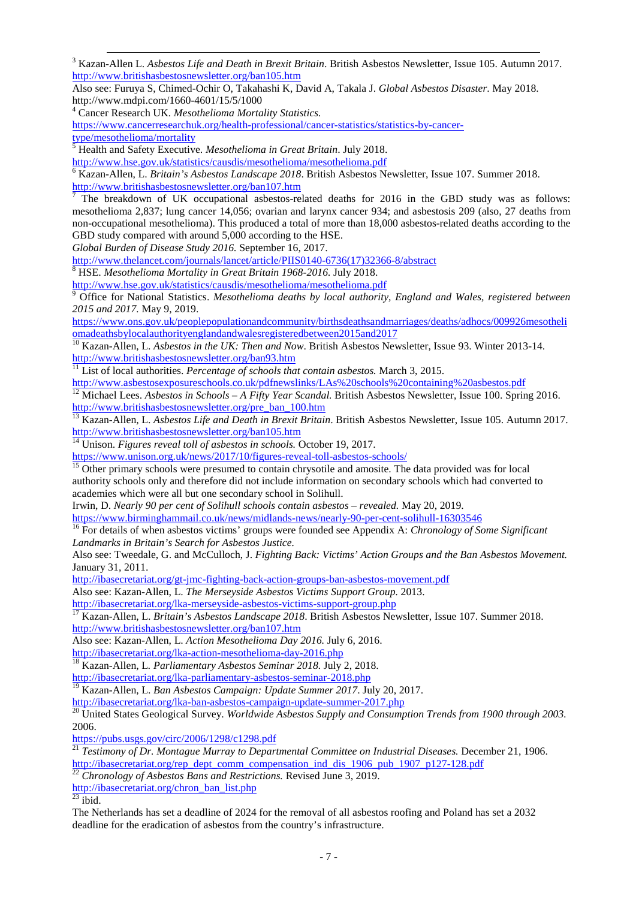[3] Kazan-Allen L. *Asbestos Life and Death in Brexit Britain*. British Asbestos Newsletter, Issue 105. Autumn 2017. http://www.britishasbestosnewsletter.org/ban105.htm

Also see: Furuya S, Chimed-Ochir O, Takahashi K, David A, Takala J. *Global Asbestos Disaster*. May 2018. http://www.mdpi.com/1660-4601/15/5/1000

[4] Cancer Research UK. *Mesothelioma Mortality Statistics*. https://www.cancerresearchuk.org/health-professional/cancer-statistics/statistics-by-cancer-type/mesothelioma/mortality

[5] Health and Safety Executive. *Mesothelioma in Great Britain*. July 2018. http://www.hse.gov.uk/statistics/causdis/mesothelioma/mesothelioma.pdf

[6] Kazan-Allen, L. *Britain's Asbestos Landscape 2018*. British Asbestos Newsletter, Issue 107. Summer 2018. http://www.britishasbestosnewsletter.org/ban107.htm

[7] The breakdown of UK occupational asbestos-related deaths for 2016 in the GBD study was as follows: mesothelioma 2,837; lung cancer 14,056; ovarian and larynx cancer 934; and asbestosis 209 (also, 27 deaths from non-occupational mesothelioma). This produced a total of more than 18,000 asbestos-related deaths according to the GBD study compared with around 5,000 according to the HSE.

*Global Burden of Disease Study 2016.* September 16, 2017. http://www.thelancet.com/journals/lancet/article/PIIS0140-6736(17)32366-8/abstract

[8] HSE. *Mesothelioma Mortality in Great Britain 1968-2016.* July 2018. http://www.hse.gov.uk/statistics/causdis/mesothelioma/mesothelioma.pdf

[9] Office for National Statistics. *Mesothelioma deaths by local authority, England and Wales, registered between 2015 and 2017.* May 9, 2019. https://www.ons.gov.uk/peoplepopulationandcommunity/birthsdeathsandmarriages/deaths/adhocs/009926mesotheliomadeathsbylocalauthorityenglandandwalesregisteredbetween2015and2017

[10] Kazan-Allen, L. *Asbestos in the UK: Then and Now*. British Asbestos Newsletter, Issue 93. Winter 2013-14. http://www.britishasbestosnewsletter.org/ban93.htm

[11] List of local authorities. *Percentage of schools that contain asbestos.* March 3, 2015. http://www.asbestosexposureschools.co.uk/pdfnewslinks/LAs%20schools%20containing%20asbestos.pdf

[12] Michael Lees. *Asbestos in Schools – A Fifty Year Scandal.* British Asbestos Newsletter, Issue 100. Spring 2016. http://www.britishasbestosnewsletter.org/pre_ban_100.htm

[13] Kazan-Allen, L. *Asbestos Life and Death in Brexit Britain*. British Asbestos Newsletter, Issue 105. Autumn 2017. http://www.britishasbestosnewsletter.org/ban105.htm

[14] Unison. *Figures reveal toll of asbestos in schools.* October 19, 2017. https://www.unison.org.uk/news/2017/10/figures-reveal-toll-asbestos-schools/

[15] Other primary schools were presumed to contain chrysotile and amosite. The data provided was for local authority schools only and therefore did not include information on secondary schools which had converted to academies which were all but one secondary school in Solihull.

Irwin, D. *Nearly 90 per cent of Solihull schools contain asbestos – revealed.* May 20, 2019. https://www.birminghammail.co.uk/news/midlands-news/nearly-90-per-cent-solihull-16303546

[16] For details of when asbestos victims' groups were founded see Appendix A: *Chronology of Some Significant Landmarks in Britain's Search for Asbestos Justice.*

Also see: Tweedale, G. and McCulloch, J. *Fighting Back: Victims' Action Groups and the Ban Asbestos Movement.* January 31, 2011. http://ibasecretariat.org/gt-jmc-fighting-back-action-groups-ban-asbestos-movement.pdf

Also see: Kazan-Allen, L. *The Merseyside Asbestos Victims Support Group.* 2013. http://ibasecretariat.org/lka-merseyside-asbestos-victims-support-group.php

[17] Kazan-Allen, L. *Britain's Asbestos Landscape 2018*. British Asbestos Newsletter, Issue 107. Summer 2018. http://www.britishasbestosnewsletter.org/ban107.htm

Also see: Kazan-Allen, L. *Action Mesothelioma Day 2016.* July 6, 2016. http://ibasecretariat.org/lka-action-mesothelioma-day-2016.php

[18] Kazan-Allen, L. *Parliamentary Asbestos Seminar 2018.* July 2, 2018. http://ibasecretariat.org/lka-parliamentary-asbestos-seminar-2018.php

[19] Kazan-Allen, L. *Ban Asbestos Campaign: Update Summer 2017*. July 20, 2017. http://ibasecretariat.org/lka-ban-asbestos-campaign-update-summer-2017.php

[20] United States Geological Survey. *Worldwide Asbestos Supply and Consumption Trends from 1900 through 2003.* 2006. https://pubs.usgs.gov/circ/2006/1298/c1298.pdf

[21] *Testimony of Dr. Montague Murray to Departmental Committee on Industrial Diseases.* December 21, 1906. http://ibasecretariat.org/rep_dept_comm_compensation_ind_dis_1906_pub_1907_p127-128.pdf

[22] *Chronology of Asbestos Bans and Restrictions.* Revised June 3, 2019. http://ibasecretariat.org/chron_ban_list.php

[23] ibid.

The Netherlands has set a deadline of 2024 for the removal of all asbestos roofing and Poland has set a 2032 deadline for the eradication of asbestos from the country's infrastructure.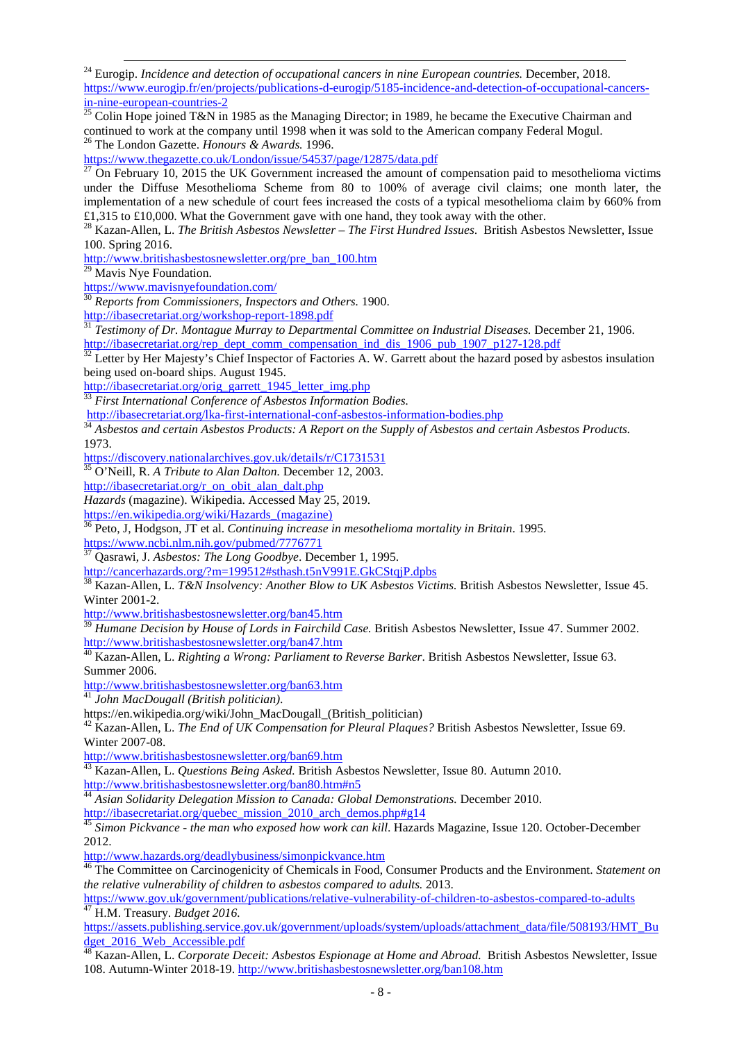[24] Eurogip. *Incidence and detection of occupational cancers in nine European countries.* December, 2018. https://www.eurogip.fr/en/projects/publications-d-eurogip/5185-incidence-and-detection-of-occupational-cancers-in-nine-european-countries-2

[25] Colin Hope joined T&N in 1985 as the Managing Director; in 1989, he became the Executive Chairman and continued to work at the company until 1998 when it was sold to the American company Federal Mogul.

[26] The London Gazette. *Honours & Awards.* 1996. https://www.thegazette.co.uk/London/issue/54537/page/12875/data.pdf

[27] On February 10, 2015 the UK Government increased the amount of compensation paid to mesothelioma victims under the Diffuse Mesothelioma Scheme from 80 to 100% of average civil claims; one month later, the implementation of a new schedule of court fees increased the costs of a typical mesothelioma claim by 660% from £1,315 to £10,000. What the Government gave with one hand, they took away with the other.

[28] Kazan-Allen, L. *The British Asbestos Newsletter – The First Hundred Issues.* British Asbestos Newsletter, Issue 100. Spring 2016. http://www.britishasbestosnewsletter.org/pre_ban_100.htm

[29] Mavis Nye Foundation. https://www.mavisnyefoundation.com/

[30] *Reports from Commissioners, Inspectors and Others.* 1900. http://ibasecretariat.org/workshop-report-1898.pdf

[31] *Testimony of Dr. Montague Murray to Departmental Committee on Industrial Diseases.* December 21, 1906. http://ibasecretariat.org/rep_dept_comm_compensation_ind_dis_1906_pub_1907_p127-128.pdf

[32] Letter by Her Majesty's Chief Inspector of Factories A. W. Garrett about the hazard posed by asbestos insulation being used on-board ships. August 1945. http://ibasecretariat.org/orig_garrett_1945_letter_img.php

[33] *First International Conference of Asbestos Information Bodies.* http://ibasecretariat.org/lka-first-international-conf-asbestos-information-bodies.php

[34] *Asbestos and certain Asbestos Products: A Report on the Supply of Asbestos and certain Asbestos Products.* 1973. https://discovery.nationalarchives.gov.uk/details/r/C1731531

[35] O'Neill, R. *A Tribute to Alan Dalton.* December 12, 2003. http://ibasecretariat.org/r_on_obit_alan_dalt.php
*Hazards* (magazine). Wikipedia. Accessed May 25, 2019. https://en.wikipedia.org/wiki/Hazards_(magazine)

[36] Peto, J, Hodgson, JT et al. *Continuing increase in mesothelioma mortality in Britain*. 1995. https://www.ncbi.nlm.nih.gov/pubmed/7776771

[37] Qasrawi, J. *Asbestos: The Long Goodbye*. December 1, 1995. http://cancerhazards.org/?m=199512#sthash.t5nV991E.GKCStqjP.dpbs

[38] Kazan-Allen, L. *T&N Insolvency: Another Blow to UK Asbestos Victims.* British Asbestos Newsletter, Issue 45. Winter 2001-2. http://www.britishasbestosnewsletter.org/ban45.htm

[39] *Humane Decision by House of Lords in Fairchild Case.* British Asbestos Newsletter, Issue 47. Summer 2002. http://www.britishasbestosnewsletter.org/ban47.htm

[40] Kazan-Allen, L. *Righting a Wrong: Parliament to Reverse Barker*. British Asbestos Newsletter, Issue 63. Summer 2006. http://www.britishasbestosnewsletter.org/ban63.htm

[41] *John MacDougall (British politician).* https://en.wikipedia.org/wiki/John_MacDougall_(British_politician)

[42] Kazan-Allen, L. *The End of UK Compensation for Pleural Plaques?* British Asbestos Newsletter, Issue 69. Winter 2007-08. http://www.britishasbestosnewsletter.org/ban69.htm

[43] Kazan-Allen, L. *Questions Being Asked.* British Asbestos Newsletter, Issue 80. Autumn 2010. http://www.britishasbestosnewsletter.org/ban80.htm#n5

[44] *Asian Solidarity Delegation Mission to Canada: Global Demonstrations.* December 2010. http://ibasecretariat.org/quebec_mission_2010_arch_demos.php#g14

[45] *Simon Pickvance - the man who exposed how work can kill*. Hazards Magazine, Issue 120. October-December 2012. http://www.hazards.org/deadlybusiness/simonpickvance.htm

[46] The Committee on Carcinogenicity of Chemicals in Food, Consumer Products and the Environment. *Statement on the relative vulnerability of children to asbestos compared to adults.* 2013. https://www.gov.uk/government/publications/relative-vulnerability-of-children-to-asbestos-compared-to-adults

[47] H.M. Treasury. *Budget 2016.* https://assets.publishing.service.gov.uk/government/uploads/system/uploads/attachment_data/file/508193/HMT_Budget_2016_Web_Accessible.pdf

[48] Kazan-Allen, L. *Corporate Deceit: Asbestos Espionage at Home and Abroad.* British Asbestos Newsletter, Issue 108. Autumn-Winter 2018-19. http://www.britishasbestosnewsletter.org/ban108.htm